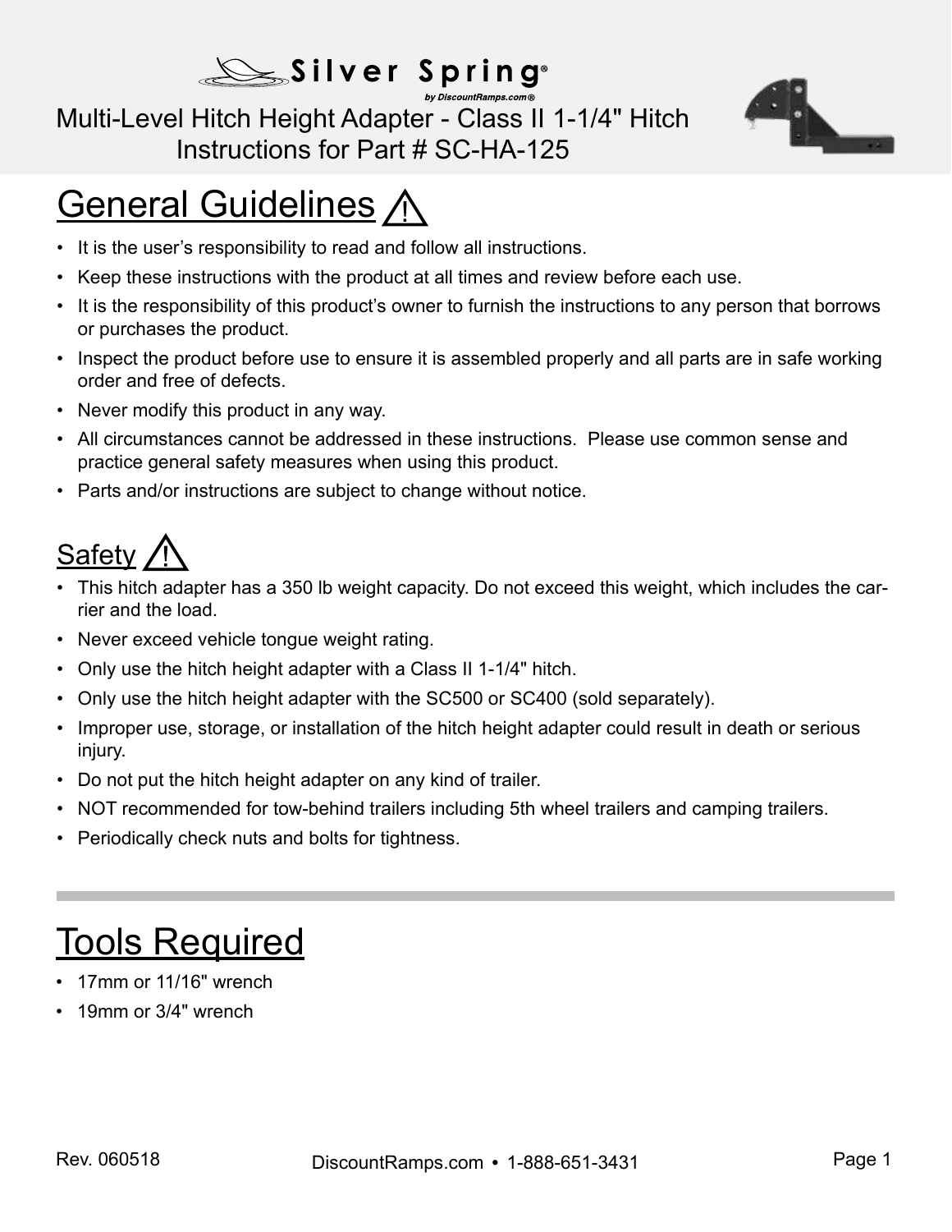Silver Spring®
by DiscountRamps.com®

# Multi-Level Hitch Height Adapter - Class II 1-1/4" Hitch
## Instructions for Part # SC-HA-125

## General Guidelines ⚠

- It is the user's responsibility to read and follow all instructions.
- Keep these instructions with the product at all times and review before each use.
- It is the responsibility of this product's owner to furnish the instructions to any person that borrows or purchases the product.
- Inspect the product before use to ensure it is assembled properly and all parts are in safe working order and free of defects.
- Never modify this product in any way.
- All circumstances cannot be addressed in these instructions. Please use common sense and practice general safety measures when using this product.
- Parts and/or instructions are subject to change without notice.

## Safety ⚠

- This hitch adapter has a 350 lb weight capacity. Do not exceed this weight, which includes the carrier and the load.
- Never exceed vehicle tongue weight rating.
- Only use the hitch height adapter with a Class II 1-1/4" hitch.
- Only use the hitch height adapter with the SC500 or SC400 (sold separately).
- Improper use, storage, or installation of the hitch height adapter could result in death or serious injury.
- Do not put the hitch height adapter on any kind of trailer.
- NOT recommended for tow-behind trailers including 5th wheel trailers and camping trailers.
- Periodically check nuts and bolts for tightness.

## Tools Required

- 17mm or 11/16" wrench
- 19mm or 3/4" wrench

Rev. 060518

DiscountRamps.com • 1-888-651-3431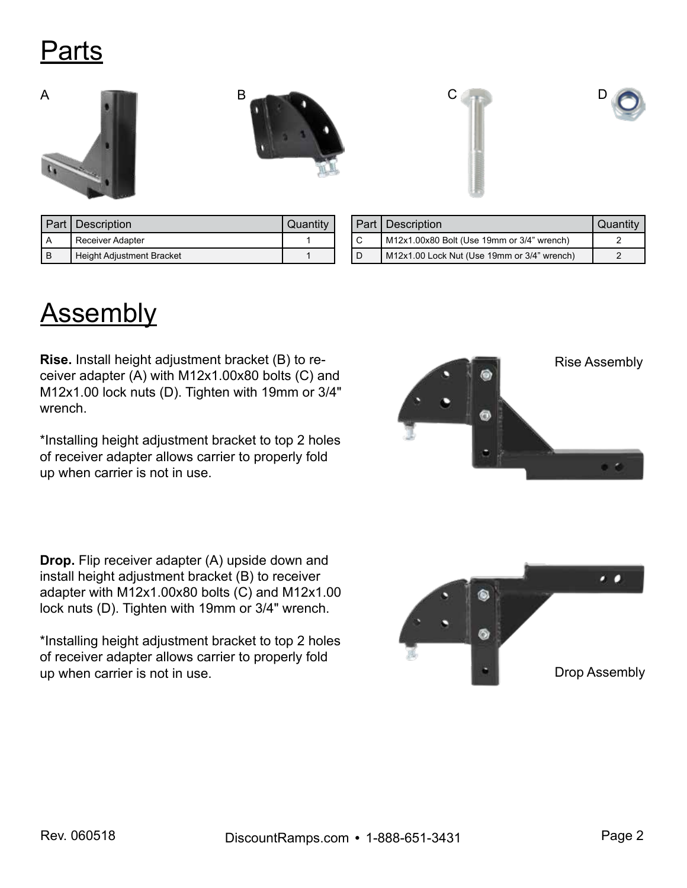# Parts

A

B

C

D

| Part | Description | Quantity |
|---|---|---|
| A | Receiver Adapter | 1 |
| B | Height Adjustment Bracket | 1 |

| Part | Description | Quantity |
|---|---|---|
| C | M12x1.00x80 Bolt (Use 19mm or 3/4" wrench) | 2 |
| D | M12x1.00 Lock Nut (Use 19mm or 3/4" wrench) | 2 |

# Assembly

**Rise.** Install height adjustment bracket (B) to receiver adapter (A) with M12x1.00x80 bolts (C) and M12x1.00 lock nuts (D). Tighten with 19mm or 3/4" wrench.

*Installing height adjustment bracket to top 2 holes of receiver adapter allows carrier to properly fold up when carrier is not in use.

Rise Assembly

**Drop.** Flip receiver adapter (A) upside down and install height adjustment bracket (B) to receiver adapter with M12x1.00x80 bolts (C) and M12x1.00 lock nuts (D). Tighten with 19mm or 3/4" wrench.

*Installing height adjustment bracket to top 2 holes of receiver adapter allows carrier to properly fold up when carrier is not in use.

Drop Assembly

Rev. 060518

DiscountRamps.com • 1-888-651-3431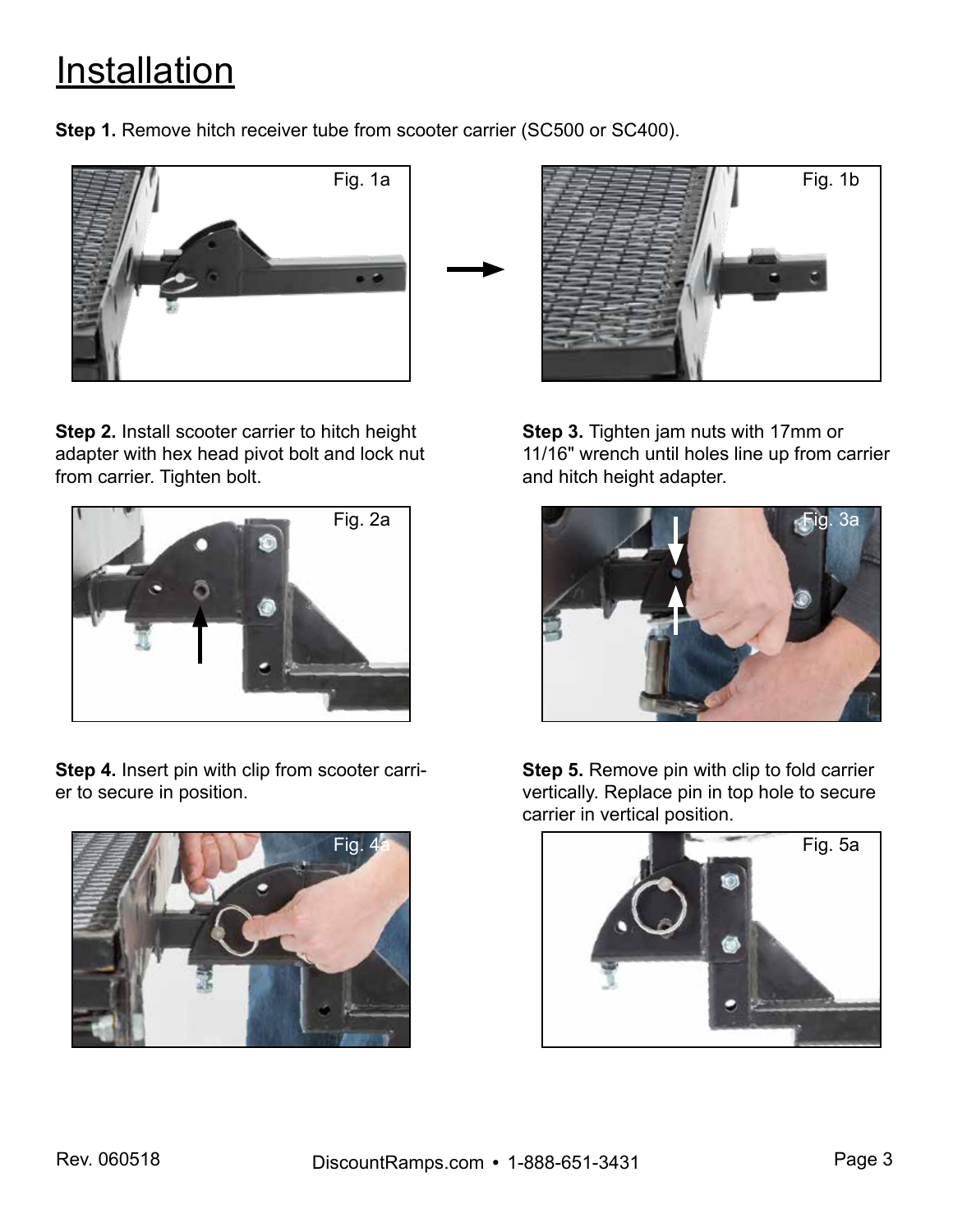# Installation

**Step 1.** Remove hitch receiver tube from scooter carrier (SC500 or SC400).

Fig. 1a

Fig. 1b

**Step 2.** Install scooter carrier to hitch height adapter with hex head pivot bolt and lock nut from carrier. Tighten bolt.

Fig. 2a

**Step 3.** Tighten jam nuts with 17mm or 11/16" wrench until holes line up from carrier and hitch height adapter.

Fig. 3a

**Step 4.** Insert pin with clip from scooter carrier to secure in position.

Fig. 4a

**Step 5.** Remove pin with clip to fold carrier vertically. Replace pin in top hole to secure carrier in vertical position.

Fig. 5a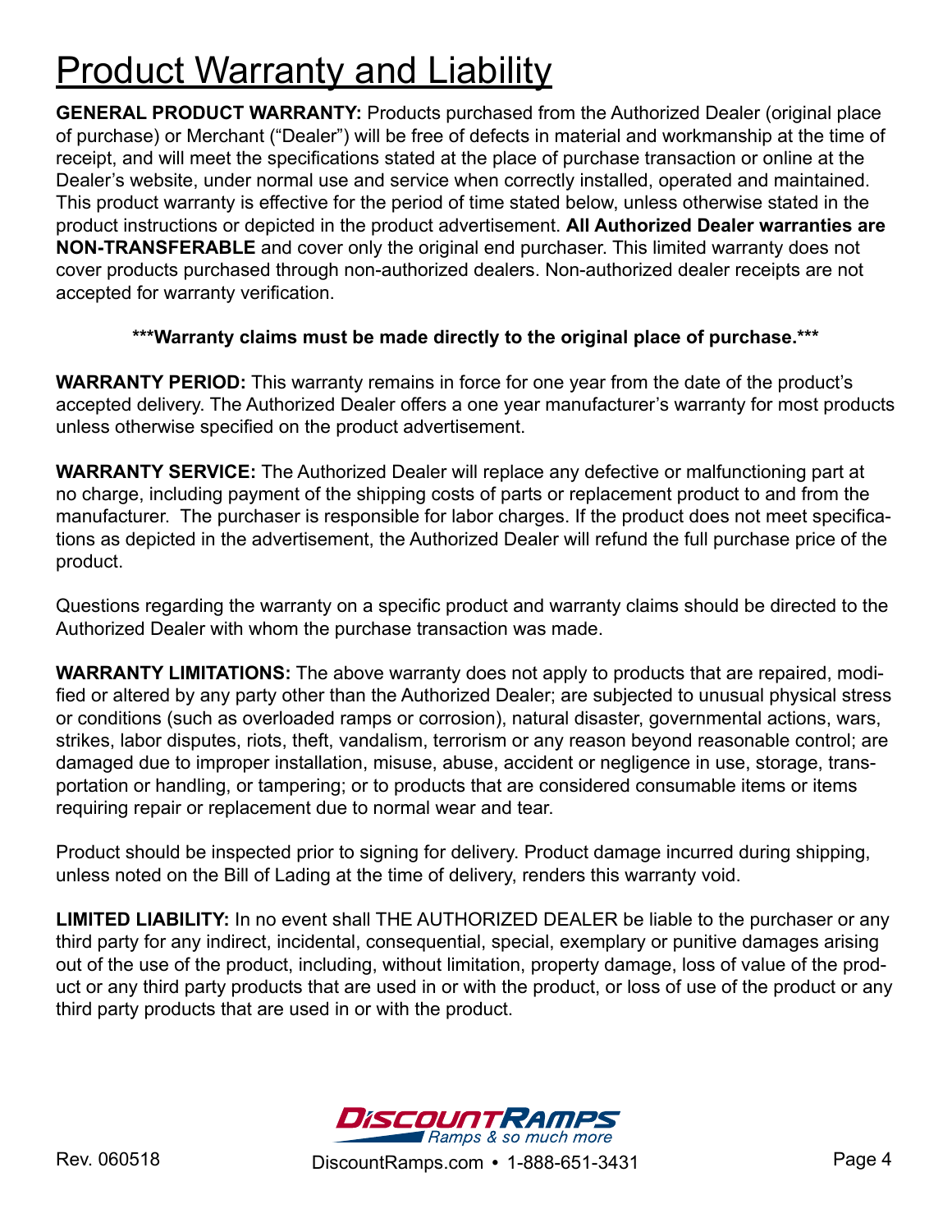# Product Warranty and Liability

**GENERAL PRODUCT WARRANTY:** Products purchased from the Authorized Dealer (original place of purchase) or Merchant ("Dealer") will be free of defects in material and workmanship at the time of receipt, and will meet the specifications stated at the place of purchase transaction or online at the Dealer's website, under normal use and service when correctly installed, operated and maintained. This product warranty is effective for the period of time stated below, unless otherwise stated in the product instructions or depicted in the product advertisement. **All Authorized Dealer warranties are NON-TRANSFERABLE** and cover only the original end purchaser. This limited warranty does not cover products purchased through non-authorized dealers. Non-authorized dealer receipts are not accepted for warranty verification.

**\*\*\*Warranty claims must be made directly to the original place of purchase.\*\*\***

**WARRANTY PERIOD:** This warranty remains in force for one year from the date of the product's accepted delivery. The Authorized Dealer offers a one year manufacturer's warranty for most products unless otherwise specified on the product advertisement.

**WARRANTY SERVICE:** The Authorized Dealer will replace any defective or malfunctioning part at no charge, including payment of the shipping costs of parts or replacement product to and from the manufacturer. The purchaser is responsible for labor charges. If the product does not meet specifications as depicted in the advertisement, the Authorized Dealer will refund the full purchase price of the product.

Questions regarding the warranty on a specific product and warranty claims should be directed to the Authorized Dealer with whom the purchase transaction was made.

**WARRANTY LIMITATIONS:** The above warranty does not apply to products that are repaired, modified or altered by any party other than the Authorized Dealer; are subjected to unusual physical stress or conditions (such as overloaded ramps or corrosion), natural disaster, governmental actions, wars, strikes, labor disputes, riots, theft, vandalism, terrorism or any reason beyond reasonable control; are damaged due to improper installation, misuse, abuse, accident or negligence in use, storage, transportation or handling, or tampering; or to products that are considered consumable items or items requiring repair or replacement due to normal wear and tear.

Product should be inspected prior to signing for delivery. Product damage incurred during shipping, unless noted on the Bill of Lading at the time of delivery, renders this warranty void.

**LIMITED LIABILITY:** In no event shall THE AUTHORIZED DEALER be liable to the purchaser or any third party for any indirect, incidental, consequential, special, exemplary or punitive damages arising out of the use of the product, including, without limitation, property damage, loss of value of the product or any third party products that are used in or with the product, or loss of use of the product or any third party products that are used in or with the product.

DiscountRamps — Ramps & so much more

Rev. 060518

DiscountRamps.com • 1-888-651-3431